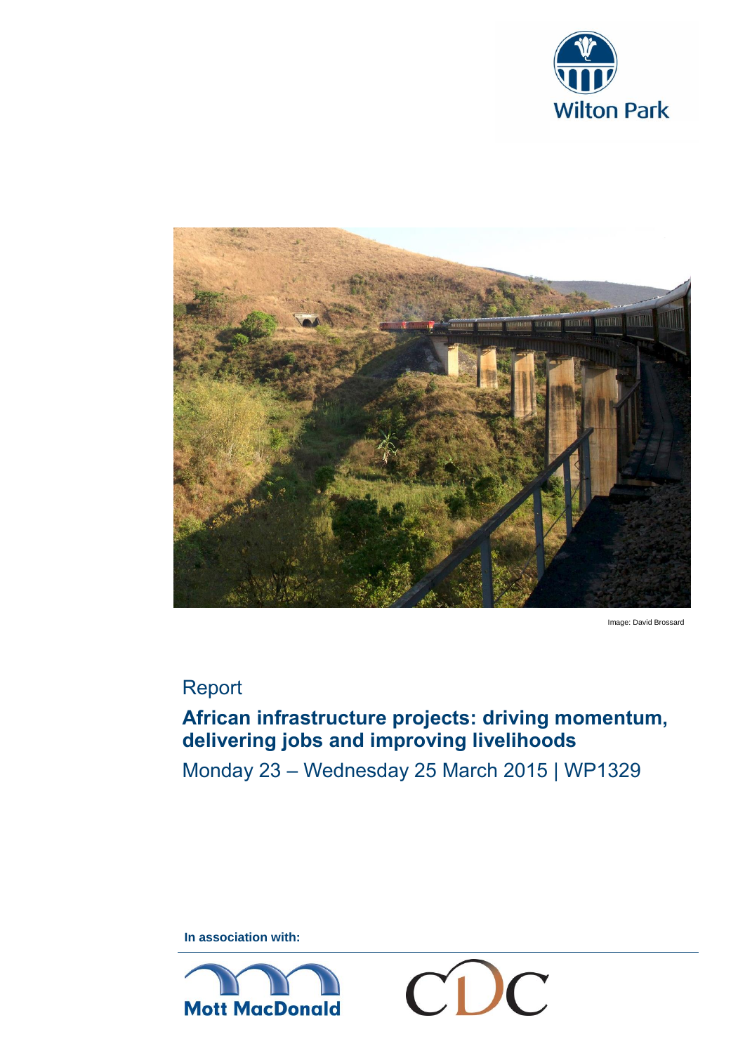Wilton Park

Image: David Brossard

Report

# African infrastructure projects: driving momentum, delivering jobs and improving livelihoods

Monday 23 – Wednesday 25 March 2015 | WP1329

**In association with:**

Mott MacDonald

CDC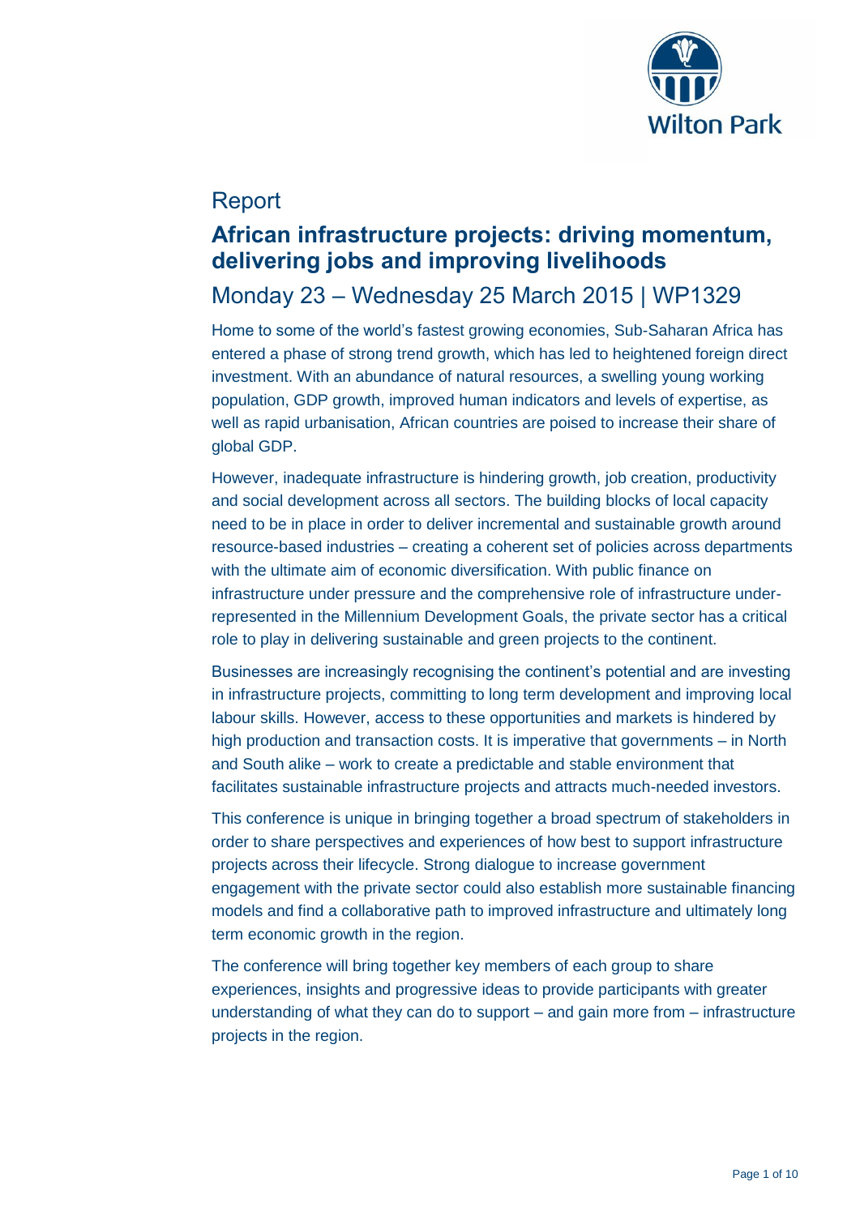Report

# African infrastructure projects: driving momentum, delivering jobs and improving livelihoods

## Monday 23 – Wednesday 25 March 2015 | WP1329

Home to some of the world's fastest growing economies, Sub-Saharan Africa has entered a phase of strong trend growth, which has led to heightened foreign direct investment. With an abundance of natural resources, a swelling young working population, GDP growth, improved human indicators and levels of expertise, as well as rapid urbanisation, African countries are poised to increase their share of global GDP.

However, inadequate infrastructure is hindering growth, job creation, productivity and social development across all sectors. The building blocks of local capacity need to be in place in order to deliver incremental and sustainable growth around resource-based industries – creating a coherent set of policies across departments with the ultimate aim of economic diversification. With public finance on infrastructure under pressure and the comprehensive role of infrastructure under-represented in the Millennium Development Goals, the private sector has a critical role to play in delivering sustainable and green projects to the continent.

Businesses are increasingly recognising the continent's potential and are investing in infrastructure projects, committing to long term development and improving local labour skills. However, access to these opportunities and markets is hindered by high production and transaction costs. It is imperative that governments – in North and South alike – work to create a predictable and stable environment that facilitates sustainable infrastructure projects and attracts much-needed investors.

This conference is unique in bringing together a broad spectrum of stakeholders in order to share perspectives and experiences of how best to support infrastructure projects across their lifecycle. Strong dialogue to increase government engagement with the private sector could also establish more sustainable financing models and find a collaborative path to improved infrastructure and ultimately long term economic growth in the region.

The conference will bring together key members of each group to share experiences, insights and progressive ideas to provide participants with greater understanding of what they can do to support – and gain more from – infrastructure projects in the region.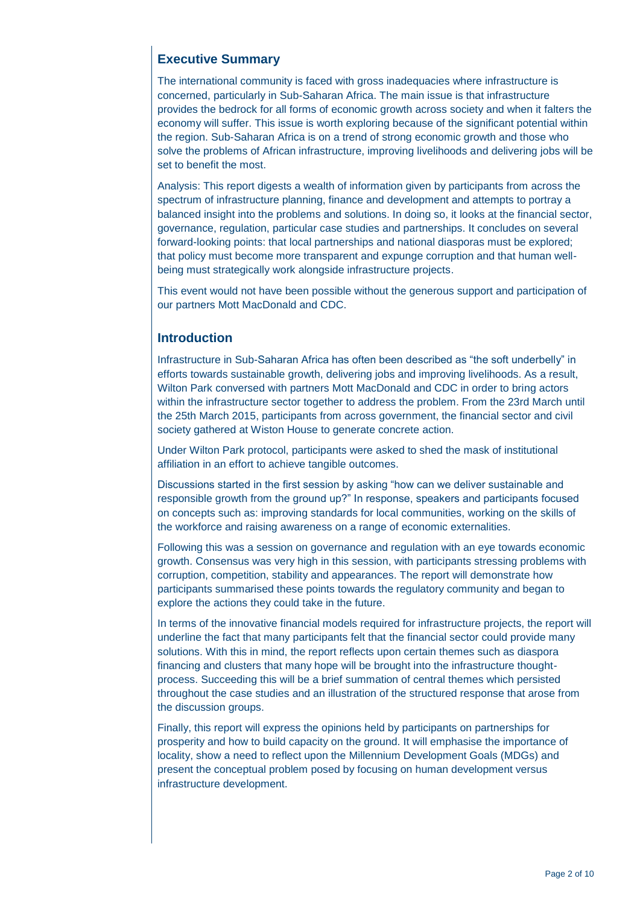## Executive Summary

The international community is faced with gross inadequacies where infrastructure is concerned, particularly in Sub-Saharan Africa. The main issue is that infrastructure provides the bedrock for all forms of economic growth across society and when it falters the economy will suffer. This issue is worth exploring because of the significant potential within the region. Sub-Saharan Africa is on a trend of strong economic growth and those who solve the problems of African infrastructure, improving livelihoods and delivering jobs will be set to benefit the most.

Analysis: This report digests a wealth of information given by participants from across the spectrum of infrastructure planning, finance and development and attempts to portray a balanced insight into the problems and solutions. In doing so, it looks at the financial sector, governance, regulation, particular case studies and partnerships. It concludes on several forward-looking points: that local partnerships and national diasporas must be explored; that policy must become more transparent and expunge corruption and that human well-being must strategically work alongside infrastructure projects.

This event would not have been possible without the generous support and participation of our partners Mott MacDonald and CDC.

## Introduction

Infrastructure in Sub-Saharan Africa has often been described as "the soft underbelly" in efforts towards sustainable growth, delivering jobs and improving livelihoods. As a result, Wilton Park conversed with partners Mott MacDonald and CDC in order to bring actors within the infrastructure sector together to address the problem. From the 23rd March until the 25th March 2015, participants from across government, the financial sector and civil society gathered at Wiston House to generate concrete action.

Under Wilton Park protocol, participants were asked to shed the mask of institutional affiliation in an effort to achieve tangible outcomes.

Discussions started in the first session by asking "how can we deliver sustainable and responsible growth from the ground up?" In response, speakers and participants focused on concepts such as: improving standards for local communities, working on the skills of the workforce and raising awareness on a range of economic externalities.

Following this was a session on governance and regulation with an eye towards economic growth. Consensus was very high in this session, with participants stressing problems with corruption, competition, stability and appearances. The report will demonstrate how participants summarised these points towards the regulatory community and began to explore the actions they could take in the future.

In terms of the innovative financial models required for infrastructure projects, the report will underline the fact that many participants felt that the financial sector could provide many solutions. With this in mind, the report reflects upon certain themes such as diaspora financing and clusters that many hope will be brought into the infrastructure thought-process. Succeeding this will be a brief summation of central themes which persisted throughout the case studies and an illustration of the structured response that arose from the discussion groups.

Finally, this report will express the opinions held by participants on partnerships for prosperity and how to build capacity on the ground. It will emphasise the importance of locality, show a need to reflect upon the Millennium Development Goals (MDGs) and present the conceptual problem posed by focusing on human development versus infrastructure development.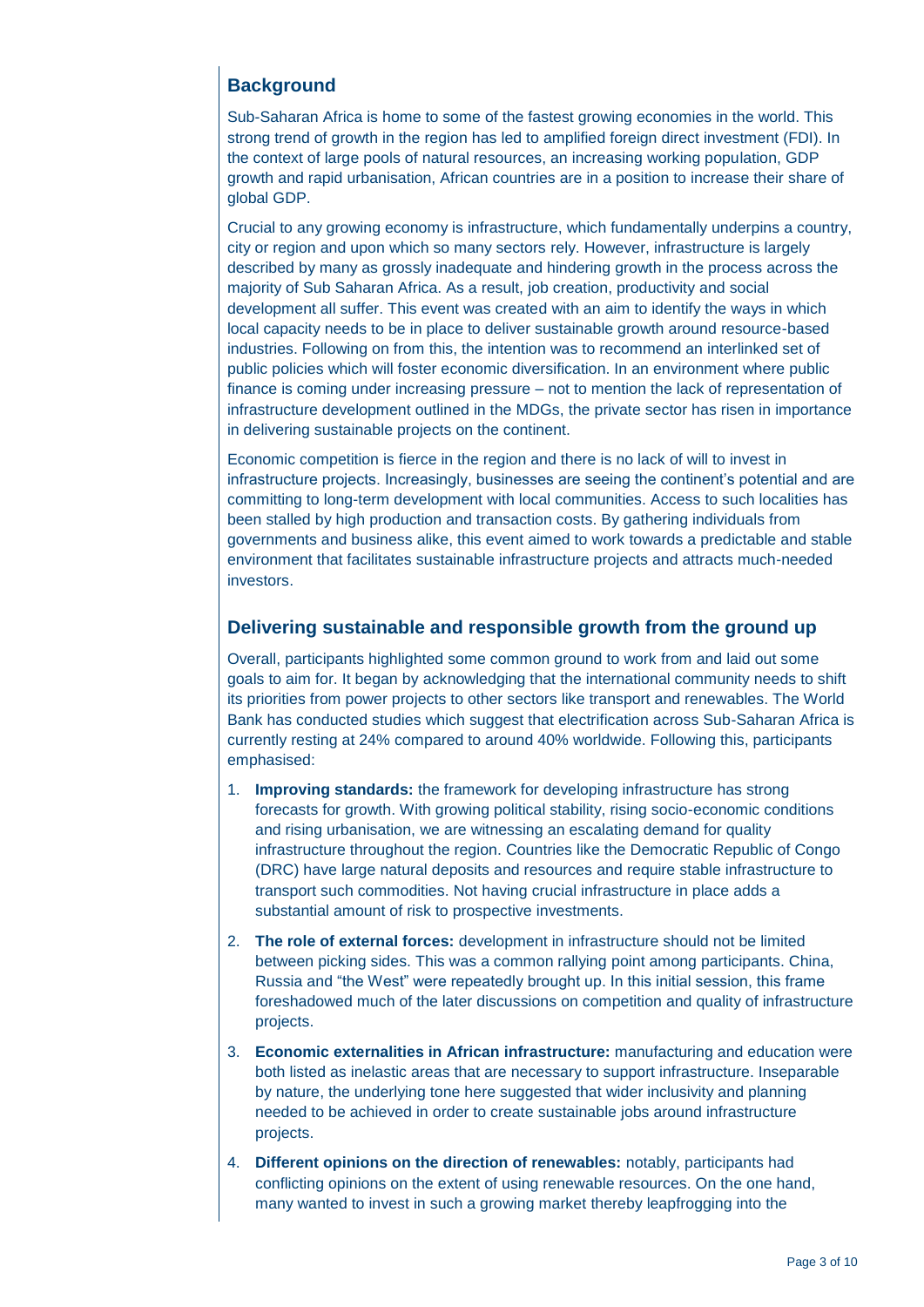## Background

Sub-Saharan Africa is home to some of the fastest growing economies in the world. This strong trend of growth in the region has led to amplified foreign direct investment (FDI). In the context of large pools of natural resources, an increasing working population, GDP growth and rapid urbanisation, African countries are in a position to increase their share of global GDP.

Crucial to any growing economy is infrastructure, which fundamentally underpins a country, city or region and upon which so many sectors rely. However, infrastructure is largely described by many as grossly inadequate and hindering growth in the process across the majority of Sub Saharan Africa. As a result, job creation, productivity and social development all suffer. This event was created with an aim to identify the ways in which local capacity needs to be in place to deliver sustainable growth around resource-based industries. Following on from this, the intention was to recommend an interlinked set of public policies which will foster economic diversification. In an environment where public finance is coming under increasing pressure – not to mention the lack of representation of infrastructure development outlined in the MDGs, the private sector has risen in importance in delivering sustainable projects on the continent.

Economic competition is fierce in the region and there is no lack of will to invest in infrastructure projects. Increasingly, businesses are seeing the continent's potential and are committing to long-term development with local communities. Access to such localities has been stalled by high production and transaction costs. By gathering individuals from governments and business alike, this event aimed to work towards a predictable and stable environment that facilitates sustainable infrastructure projects and attracts much-needed investors.

## Delivering sustainable and responsible growth from the ground up

Overall, participants highlighted some common ground to work from and laid out some goals to aim for. It began by acknowledging that the international community needs to shift its priorities from power projects to other sectors like transport and renewables. The World Bank has conducted studies which suggest that electrification across Sub-Saharan Africa is currently resting at 24% compared to around 40% worldwide. Following this, participants emphasised:

1. **Improving standards:** the framework for developing infrastructure has strong forecasts for growth. With growing political stability, rising socio-economic conditions and rising urbanisation, we are witnessing an escalating demand for quality infrastructure throughout the region. Countries like the Democratic Republic of Congo (DRC) have large natural deposits and resources and require stable infrastructure to transport such commodities. Not having crucial infrastructure in place adds a substantial amount of risk to prospective investments.

2. **The role of external forces:** development in infrastructure should not be limited between picking sides. This was a common rallying point among participants. China, Russia and "the West" were repeatedly brought up. In this initial session, this frame foreshadowed much of the later discussions on competition and quality of infrastructure projects.

3. **Economic externalities in African infrastructure:** manufacturing and education were both listed as inelastic areas that are necessary to support infrastructure. Inseparable by nature, the underlying tone here suggested that wider inclusivity and planning needed to be achieved in order to create sustainable jobs around infrastructure projects.

4. **Different opinions on the direction of renewables:** notably, participants had conflicting opinions on the extent of using renewable resources. On the one hand, many wanted to invest in such a growing market thereby leapfrogging into the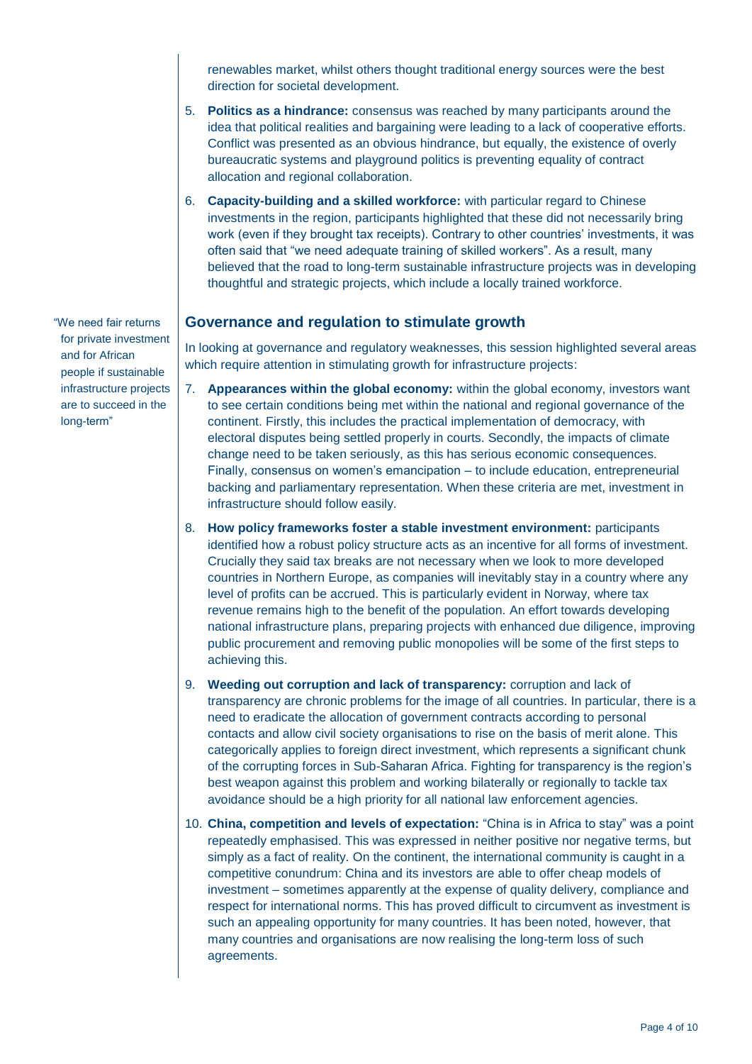renewables market, whilst others thought traditional energy sources were the best direction for societal development.

5. **Politics as a hindrance:** consensus was reached by many participants around the idea that political realities and bargaining were leading to a lack of cooperative efforts. Conflict was presented as an obvious hindrance, but equally, the existence of overly bureaucratic systems and playground politics is preventing equality of contract allocation and regional collaboration.
6. **Capacity-building and a skilled workforce:** with particular regard to Chinese investments in the region, participants highlighted that these did not necessarily bring work (even if they brought tax receipts). Contrary to other countries' investments, it was often said that "we need adequate training of skilled workers". As a result, many believed that the road to long-term sustainable infrastructure projects was in developing thoughtful and strategic projects, which include a locally trained workforce.

"We need fair returns for private investment and for African people if sustainable infrastructure projects are to succeed in the long-term"

## Governance and regulation to stimulate growth

In looking at governance and regulatory weaknesses, this session highlighted several areas which require attention in stimulating growth for infrastructure projects:

7. **Appearances within the global economy:** within the global economy, investors want to see certain conditions being met within the national and regional governance of the continent. Firstly, this includes the practical implementation of democracy, with electoral disputes being settled properly in courts. Secondly, the impacts of climate change need to be taken seriously, as this has serious economic consequences. Finally, consensus on women's emancipation – to include education, entrepreneurial backing and parliamentary representation. When these criteria are met, investment in infrastructure should follow easily.
8. **How policy frameworks foster a stable investment environment:** participants identified how a robust policy structure acts as an incentive for all forms of investment. Crucially they said tax breaks are not necessary when we look to more developed countries in Northern Europe, as companies will inevitably stay in a country where any level of profits can be accrued. This is particularly evident in Norway, where tax revenue remains high to the benefit of the population. An effort towards developing national infrastructure plans, preparing projects with enhanced due diligence, improving public procurement and removing public monopolies will be some of the first steps to achieving this.
9. **Weeding out corruption and lack of transparency:** corruption and lack of transparency are chronic problems for the image of all countries. In particular, there is a need to eradicate the allocation of government contracts according to personal contacts and allow civil society organisations to rise on the basis of merit alone. This categorically applies to foreign direct investment, which represents a significant chunk of the corrupting forces in Sub-Saharan Africa. Fighting for transparency is the region's best weapon against this problem and working bilaterally or regionally to tackle tax avoidance should be a high priority for all national law enforcement agencies.
10. **China, competition and levels of expectation:** "China is in Africa to stay" was a point repeatedly emphasised. This was expressed in neither positive nor negative terms, but simply as a fact of reality. On the continent, the international community is caught in a competitive conundrum: China and its investors are able to offer cheap models of investment – sometimes apparently at the expense of quality delivery, compliance and respect for international norms. This has proved difficult to circumvent as investment is such an appealing opportunity for many countries. It has been noted, however, that many countries and organisations are now realising the long-term loss of such agreements.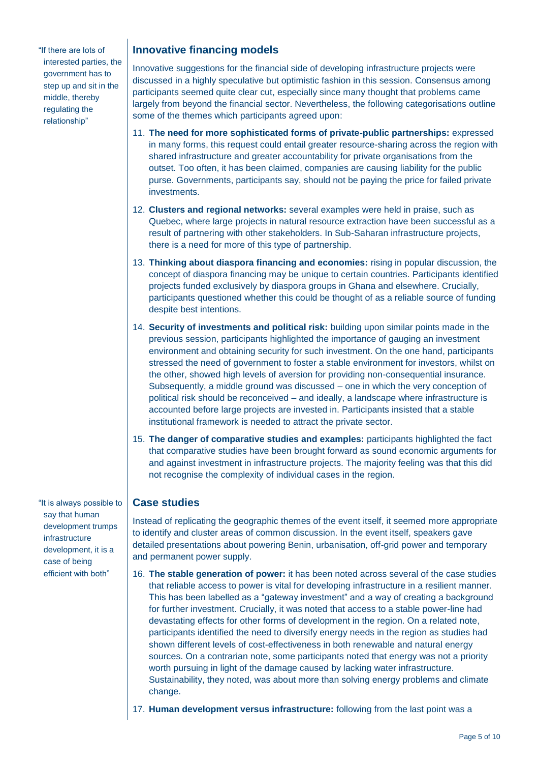> "If there are lots of interested parties, the government has to step up and sit in the middle, thereby regulating the relationship"

## Innovative financing models

Innovative suggestions for the financial side of developing infrastructure projects were discussed in a highly speculative but optimistic fashion in this session. Consensus among participants seemed quite clear cut, especially since many thought that problems came largely from beyond the financial sector. Nevertheless, the following categorisations outline some of the themes which participants agreed upon:

11. **The need for more sophisticated forms of private-public partnerships:** expressed in many forms, this request could entail greater resource-sharing across the region with shared infrastructure and greater accountability for private organisations from the outset. Too often, it has been claimed, companies are causing liability for the public purse. Governments, participants say, should not be paying the price for failed private investments.
12. **Clusters and regional networks:** several examples were held in praise, such as Quebec, where large projects in natural resource extraction have been successful as a result of partnering with other stakeholders. In Sub-Saharan infrastructure projects, there is a need for more of this type of partnership.
13. **Thinking about diaspora financing and economies:** rising in popular discussion, the concept of diaspora financing may be unique to certain countries. Participants identified projects funded exclusively by diaspora groups in Ghana and elsewhere. Crucially, participants questioned whether this could be thought of as a reliable source of funding despite best intentions.
14. **Security of investments and political risk:** building upon similar points made in the previous session, participants highlighted the importance of gauging an investment environment and obtaining security for such investment. On the one hand, participants stressed the need of government to foster a stable environment for investors, whilst on the other, showed high levels of aversion for providing non-consequential insurance. Subsequently, a middle ground was discussed – one in which the very conception of political risk should be reconceived – and ideally, a landscape where infrastructure is accounted before large projects are invested in. Participants insisted that a stable institutional framework is needed to attract the private sector.
15. **The danger of comparative studies and examples:** participants highlighted the fact that comparative studies have been brought forward as sound economic arguments for and against investment in infrastructure projects. The majority feeling was that this did not recognise the complexity of individual cases in the region.

> "It is always possible to say that human development trumps infrastructure development, it is a case of being efficient with both"

## Case studies

Instead of replicating the geographic themes of the event itself, it seemed more appropriate to identify and cluster areas of common discussion. In the event itself, speakers gave detailed presentations about powering Benin, urbanisation, off-grid power and temporary and permanent power supply.

16. **The stable generation of power:** it has been noted across several of the case studies that reliable access to power is vital for developing infrastructure in a resilient manner. This has been labelled as a "gateway investment" and a way of creating a background for further investment. Crucially, it was noted that access to a stable power-line had devastating effects for other forms of development in the region. On a related note, participants identified the need to diversify energy needs in the region as studies had shown different levels of cost-effectiveness in both renewable and natural energy sources. On a contrarian note, some participants noted that energy was not a priority worth pursuing in light of the damage caused by lacking water infrastructure. Sustainability, they noted, was about more than solving energy problems and climate change.
17. **Human development versus infrastructure:** following from the last point was a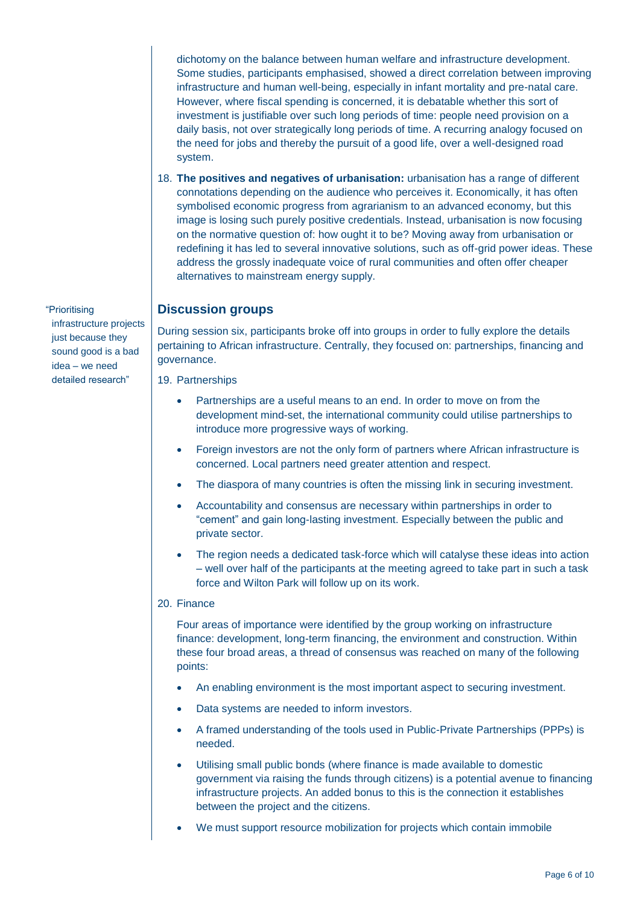dichotomy on the balance between human welfare and infrastructure development. Some studies, participants emphasised, showed a direct correlation between improving infrastructure and human well-being, especially in infant mortality and pre-natal care. However, where fiscal spending is concerned, it is debatable whether this sort of investment is justifiable over such long periods of time: people need provision on a daily basis, not over strategically long periods of time. A recurring analogy focused on the need for jobs and thereby the pursuit of a good life, over a well-designed road system.

18. **The positives and negatives of urbanisation:** urbanisation has a range of different connotations depending on the audience who perceives it. Economically, it has often symbolised economic progress from agrarianism to an advanced economy, but this image is losing such purely positive credentials. Instead, urbanisation is now focusing on the normative question of: how ought it to be? Moving away from urbanisation or redefining it has led to several innovative solutions, such as off-grid power ideas. These address the grossly inadequate voice of rural communities and often offer cheaper alternatives to mainstream energy supply.

## Discussion groups

"Prioritising infrastructure projects just because they sound good is a bad idea – we need detailed research"

During session six, participants broke off into groups in order to fully explore the details pertaining to African infrastructure. Centrally, they focused on: partnerships, financing and governance.

19. Partnerships

   - Partnerships are a useful means to an end. In order to move on from the development mind-set, the international community could utilise partnerships to introduce more progressive ways of working.
   - Foreign investors are not the only form of partners where African infrastructure is concerned. Local partners need greater attention and respect.
   - The diaspora of many countries is often the missing link in securing investment.
   - Accountability and consensus are necessary within partnerships in order to "cement" and gain long-lasting investment. Especially between the public and private sector.
   - The region needs a dedicated task-force which will catalyse these ideas into action – well over half of the participants at the meeting agreed to take part in such a task force and Wilton Park will follow up on its work.

20. Finance

   Four areas of importance were identified by the group working on infrastructure finance: development, long-term financing, the environment and construction. Within these four broad areas, a thread of consensus was reached on many of the following points:

   - An enabling environment is the most important aspect to securing investment.
   - Data systems are needed to inform investors.
   - A framed understanding of the tools used in Public-Private Partnerships (PPPs) is needed.
   - Utilising small public bonds (where finance is made available to domestic government via raising the funds through citizens) is a potential avenue to financing infrastructure projects. An added bonus to this is the connection it establishes between the project and the citizens.
   - We must support resource mobilization for projects which contain immobile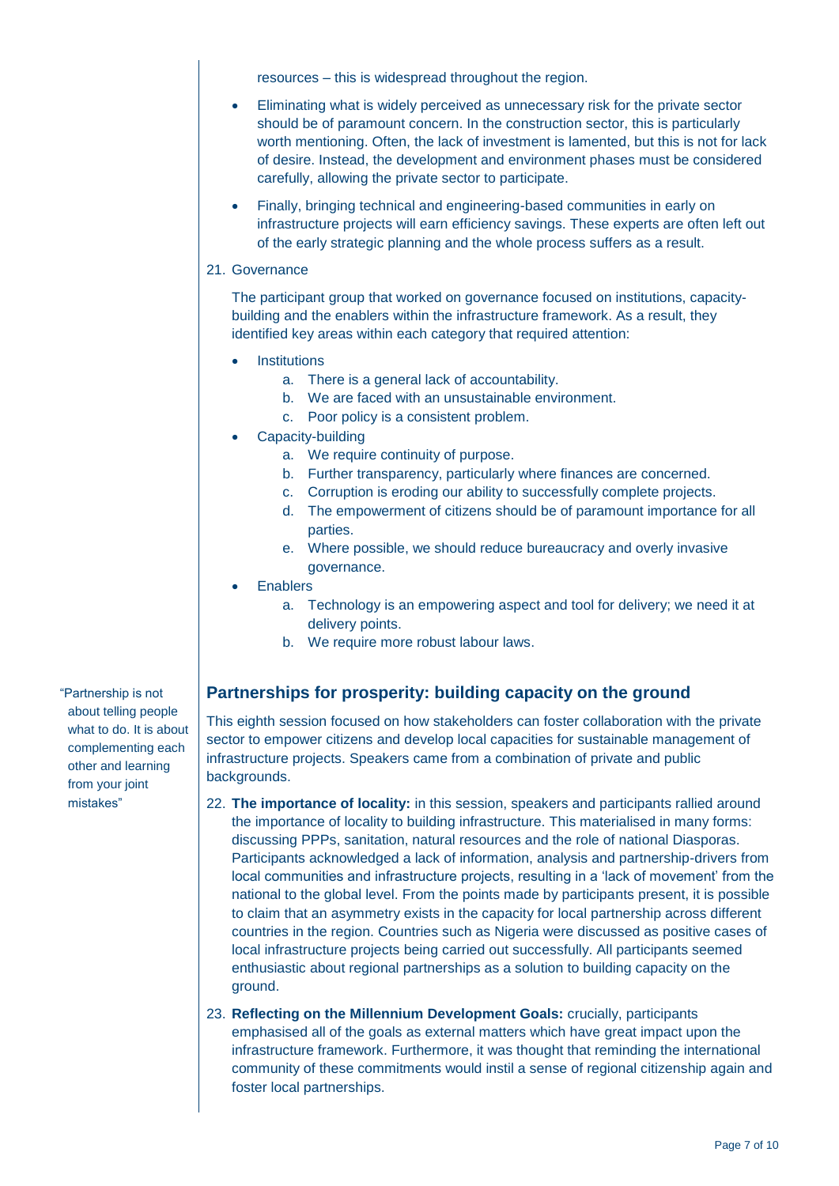resources – this is widespread throughout the region.

- Eliminating what is widely perceived as unnecessary risk for the private sector should be of paramount concern. In the construction sector, this is particularly worth mentioning. Often, the lack of investment is lamented, but this is not for lack of desire. Instead, the development and environment phases must be considered carefully, allowing the private sector to participate.
- Finally, bringing technical and engineering-based communities in early on infrastructure projects will earn efficiency savings. These experts are often left out of the early strategic planning and the whole process suffers as a result.

21. Governance

    The participant group that worked on governance focused on institutions, capacity-building and the enablers within the infrastructure framework. As a result, they identified key areas within each category that required attention:

    - Institutions
        a. There is a general lack of accountability.
        b. We are faced with an unsustainable environment.
        c. Poor policy is a consistent problem.
    - Capacity-building
        a. We require continuity of purpose.
        b. Further transparency, particularly where finances are concerned.
        c. Corruption is eroding our ability to successfully complete projects.
        d. The empowerment of citizens should be of paramount importance for all parties.
        e. Where possible, we should reduce bureaucracy and overly invasive governance.
    - Enablers
        a. Technology is an empowering aspect and tool for delivery; we need it at delivery points.
        b. We require more robust labour laws.

## Partnerships for prosperity: building capacity on the ground

"Partnership is not about telling people what to do. It is about complementing each other and learning from your joint mistakes"

This eighth session focused on how stakeholders can foster collaboration with the private sector to empower citizens and develop local capacities for sustainable management of infrastructure projects. Speakers came from a combination of private and public backgrounds.

22. **The importance of locality:** in this session, speakers and participants rallied around the importance of locality to building infrastructure. This materialised in many forms: discussing PPPs, sanitation, natural resources and the role of national Diasporas. Participants acknowledged a lack of information, analysis and partnership-drivers from local communities and infrastructure projects, resulting in a 'lack of movement' from the national to the global level. From the points made by participants present, it is possible to claim that an asymmetry exists in the capacity for local partnership across different countries in the region. Countries such as Nigeria were discussed as positive cases of local infrastructure projects being carried out successfully. All participants seemed enthusiastic about regional partnerships as a solution to building capacity on the ground.

23. **Reflecting on the Millennium Development Goals:** crucially, participants emphasised all of the goals as external matters which have great impact upon the infrastructure framework. Furthermore, it was thought that reminding the international community of these commitments would instil a sense of regional citizenship again and foster local partnerships.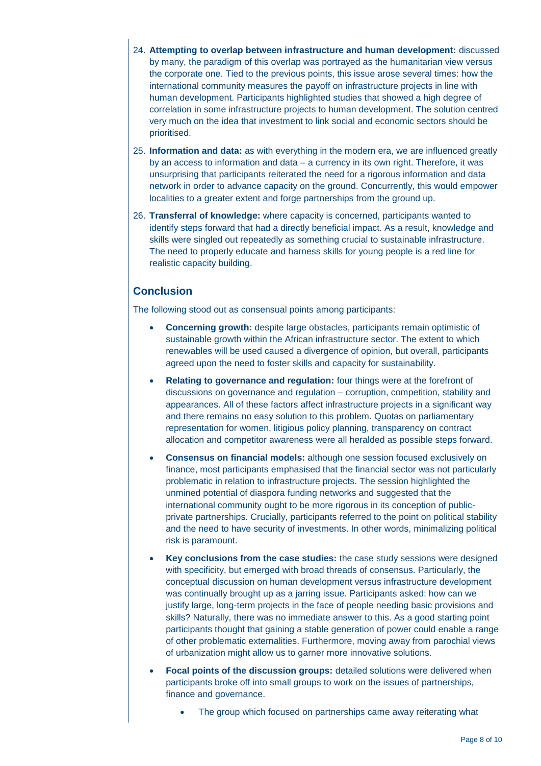24. **Attempting to overlap between infrastructure and human development:** discussed by many, the paradigm of this overlap was portrayed as the humanitarian view versus the corporate one. Tied to the previous points, this issue arose several times: how the international community measures the payoff on infrastructure projects in line with human development. Participants highlighted studies that showed a high degree of correlation in some infrastructure projects to human development. The solution centred very much on the idea that investment to link social and economic sectors should be prioritised.

25. **Information and data:** as with everything in the modern era, we are influenced greatly by an access to information and data – a currency in its own right. Therefore, it was unsurprising that participants reiterated the need for a rigorous information and data network in order to advance capacity on the ground. Concurrently, this would empower localities to a greater extent and forge partnerships from the ground up.

26. **Transferral of knowledge:** where capacity is concerned, participants wanted to identify steps forward that had a directly beneficial impact. As a result, knowledge and skills were singled out repeatedly as something crucial to sustainable infrastructure. The need to properly educate and harness skills for young people is a red line for realistic capacity building.

## Conclusion

The following stood out as consensual points among participants:

- **Concerning growth:** despite large obstacles, participants remain optimistic of sustainable growth within the African infrastructure sector. The extent to which renewables will be used caused a divergence of opinion, but overall, participants agreed upon the need to foster skills and capacity for sustainability.

- **Relating to governance and regulation:** four things were at the forefront of discussions on governance and regulation – corruption, competition, stability and appearances. All of these factors affect infrastructure projects in a significant way and there remains no easy solution to this problem. Quotas on parliamentary representation for women, litigious policy planning, transparency on contract allocation and competitor awareness were all heralded as possible steps forward.

- **Consensus on financial models:** although one session focused exclusively on finance, most participants emphasised that the financial sector was not particularly problematic in relation to infrastructure projects. The session highlighted the unmined potential of diaspora funding networks and suggested that the international community ought to be more rigorous in its conception of public-private partnerships. Crucially, participants referred to the point on political stability and the need to have security of investments. In other words, minimalizing political risk is paramount.

- **Key conclusions from the case studies:** the case study sessions were designed with specificity, but emerged with broad threads of consensus. Particularly, the conceptual discussion on human development versus infrastructure development was continually brought up as a jarring issue. Participants asked: how can we justify large, long-term projects in the face of people needing basic provisions and skills? Naturally, there was no immediate answer to this. As a good starting point participants thought that gaining a stable generation of power could enable a range of other problematic externalities. Furthermore, moving away from parochial views of urbanization might allow us to garner more innovative solutions.

- **Focal points of the discussion groups:** detailed solutions were delivered when participants broke off into small groups to work on the issues of partnerships, finance and governance.

    - The group which focused on partnerships came away reiterating what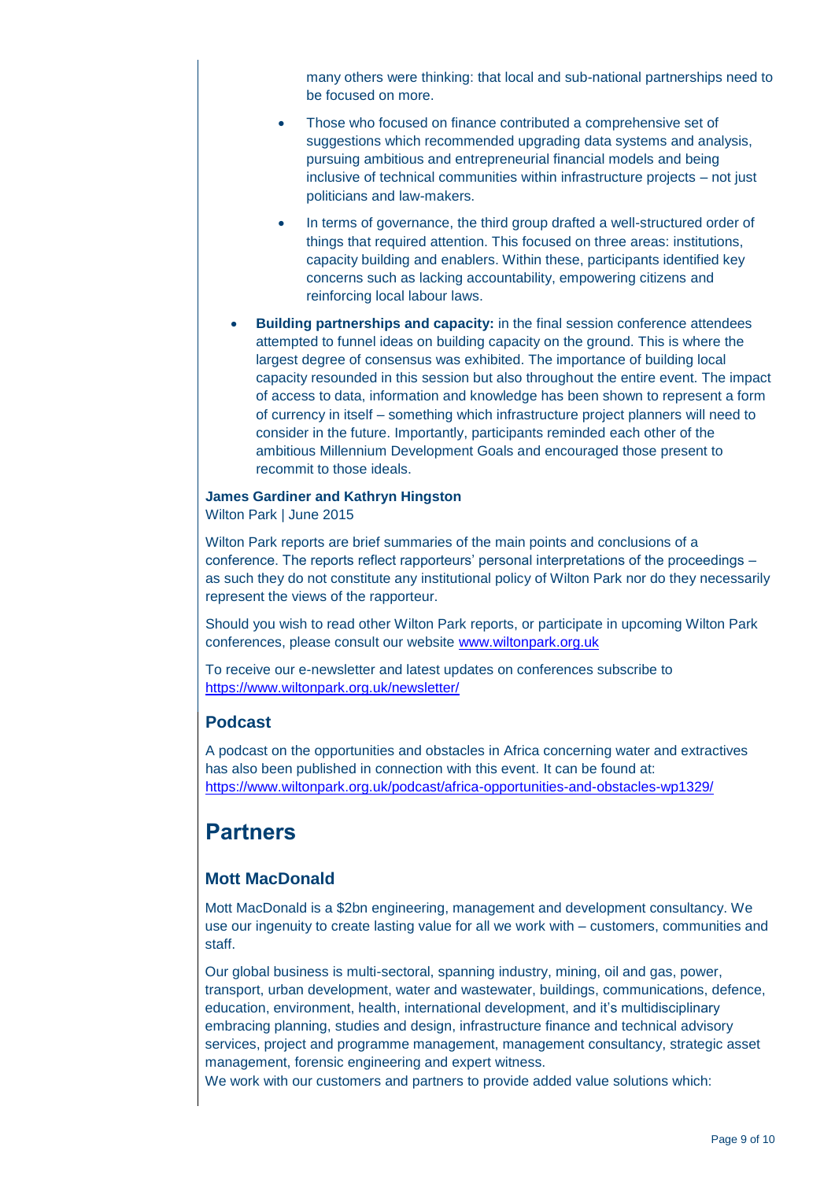many others were thinking: that local and sub-national partnerships need to be focused on more.

- Those who focused on finance contributed a comprehensive set of suggestions which recommended upgrading data systems and analysis, pursuing ambitious and entrepreneurial financial models and being inclusive of technical communities within infrastructure projects – not just politicians and law-makers.
- In terms of governance, the third group drafted a well-structured order of things that required attention. This focused on three areas: institutions, capacity building and enablers. Within these, participants identified key concerns such as lacking accountability, empowering citizens and reinforcing local labour laws.

- **Building partnerships and capacity:** in the final session conference attendees attempted to funnel ideas on building capacity on the ground. This is where the largest degree of consensus was exhibited. The importance of building local capacity resounded in this session but also throughout the entire event. The impact of access to data, information and knowledge has been shown to represent a form of currency in itself – something which infrastructure project planners will need to consider in the future. Importantly, participants reminded each other of the ambitious Millennium Development Goals and encouraged those present to recommit to those ideals.

**James Gardiner and Kathryn Hingston**
Wilton Park | June 2015

Wilton Park reports are brief summaries of the main points and conclusions of a conference. The reports reflect rapporteurs' personal interpretations of the proceedings – as such they do not constitute any institutional policy of Wilton Park nor do they necessarily represent the views of the rapporteur.

Should you wish to read other Wilton Park reports, or participate in upcoming Wilton Park conferences, please consult our website [www.wiltonpark.org.uk](www.wiltonpark.org.uk)

To receive our e-newsletter and latest updates on conferences subscribe to [https://www.wiltonpark.org.uk/newsletter/](https://www.wiltonpark.org.uk/newsletter/)

### Podcast

A podcast on the opportunities and obstacles in Africa concerning water and extractives has also been published in connection with this event. It can be found at: [https://www.wiltonpark.org.uk/podcast/africa-opportunities-and-obstacles-wp1329/](https://www.wiltonpark.org.uk/podcast/africa-opportunities-and-obstacles-wp1329/)

## Partners

### Mott MacDonald

Mott MacDonald is a $2bn engineering, management and development consultancy. We use our ingenuity to create lasting value for all we work with – customers, communities and staff.

Our global business is multi-sectoral, spanning industry, mining, oil and gas, power, transport, urban development, water and wastewater, buildings, communications, defence, education, environment, health, international development, and it's multidisciplinary embracing planning, studies and design, infrastructure finance and technical advisory services, project and programme management, management consultancy, strategic asset management, forensic engineering and expert witness.
We work with our customers and partners to provide added value solutions which: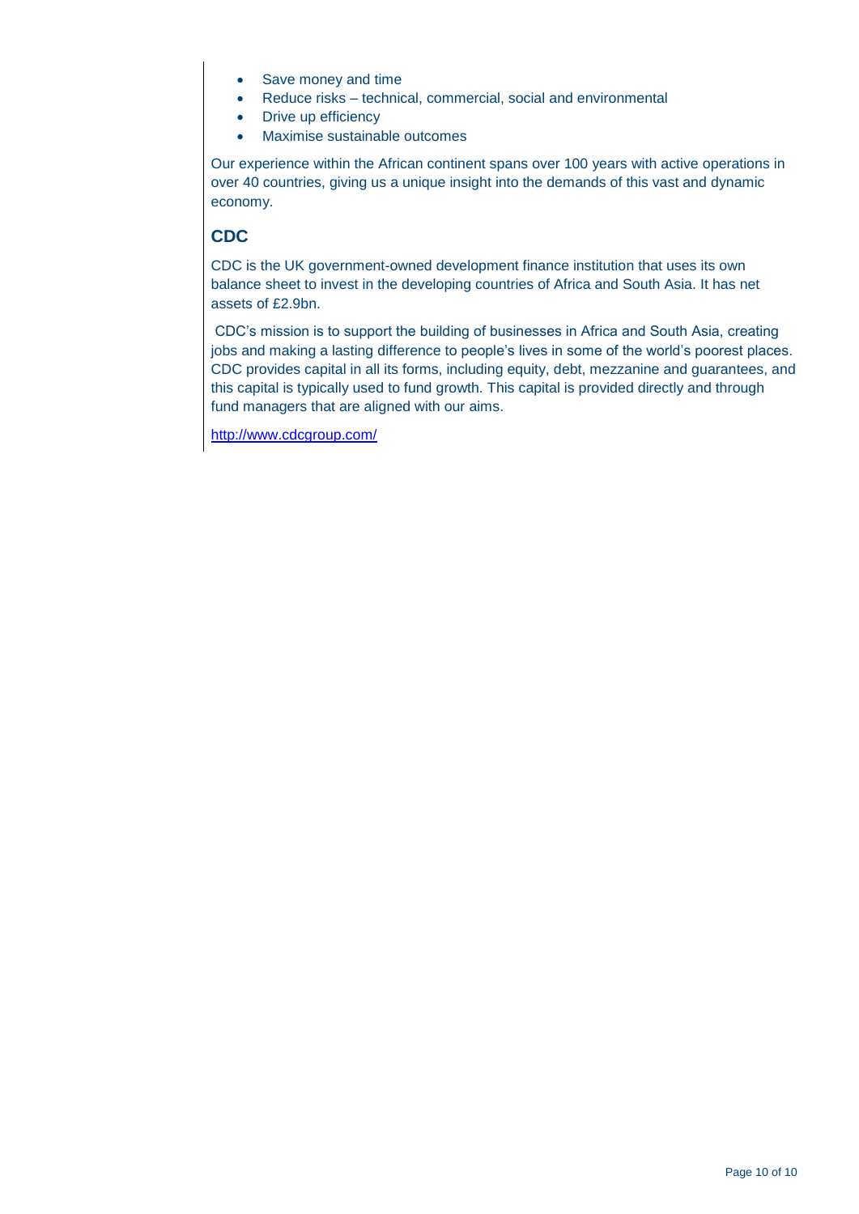- Save money and time
- Reduce risks – technical, commercial, social and environmental
- Drive up efficiency
- Maximise sustainable outcomes

Our experience within the African continent spans over 100 years with active operations in over 40 countries, giving us a unique insight into the demands of this vast and dynamic economy.

## CDC

CDC is the UK government-owned development finance institution that uses its own balance sheet to invest in the developing countries of Africa and South Asia. It has net assets of £2.9bn.

CDC's mission is to support the building of businesses in Africa and South Asia, creating jobs and making a lasting difference to people's lives in some of the world's poorest places. CDC provides capital in all its forms, including equity, debt, mezzanine and guarantees, and this capital is typically used to fund growth. This capital is provided directly and through fund managers that are aligned with our aims.

http://www.cdcgroup.com/